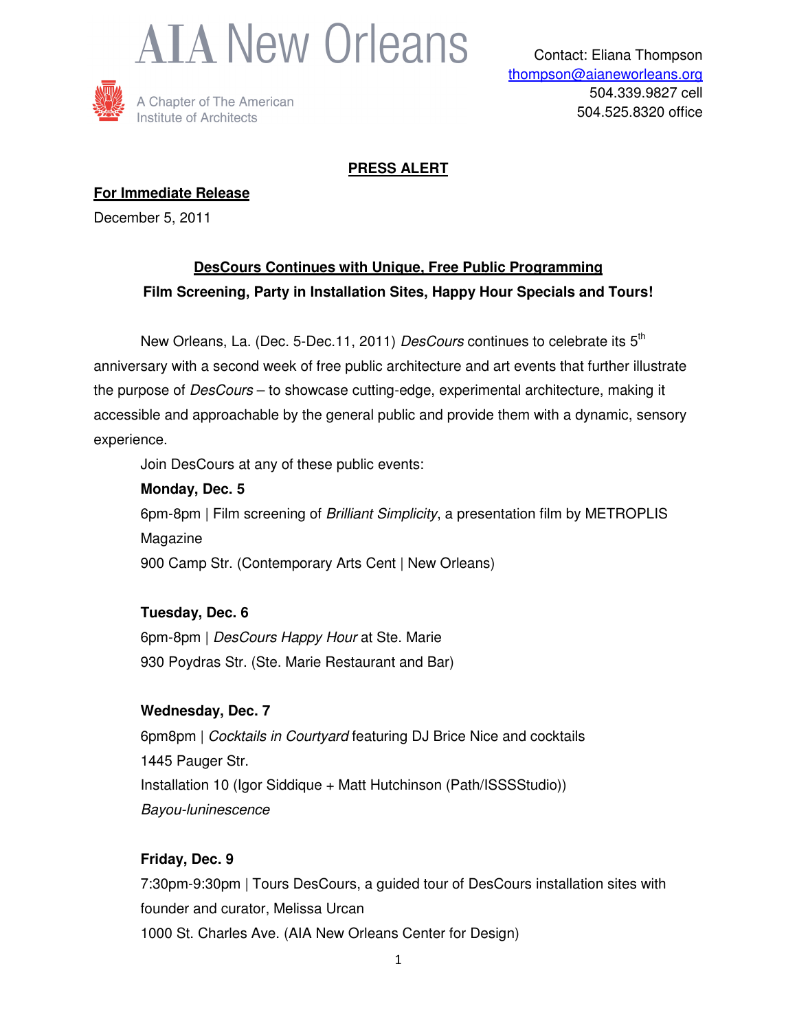# AIA New Orleans

A Chapter of The American Institute of Architects

Contact: Eliana Thompson
thompson@aianeworleans.org
504.339.9827 cell
504.525.8320 office

**PRESS ALERT**

**For Immediate Release**

December 5, 2011

## DesCours Continues with Unique, Free Public Programming

### Film Screening, Party in Installation Sites, Happy Hour Specials and Tours!

New Orleans, La. (Dec. 5-Dec.11, 2011) *DesCours* continues to celebrate its 5th anniversary with a second week of free public architecture and art events that further illustrate the purpose of *DesCours* – to showcase cutting-edge, experimental architecture, making it accessible and approachable by the general public and provide them with a dynamic, sensory experience.

Join DesCours at any of these public events:

**Monday, Dec. 5**
6pm-8pm | Film screening of *Brilliant Simplicity*, a presentation film by METROPLIS Magazine
900 Camp Str. (Contemporary Arts Cent | New Orleans)

**Tuesday, Dec. 6**
6pm-8pm | *DesCours Happy Hour* at Ste. Marie
930 Poydras Str. (Ste. Marie Restaurant and Bar)

**Wednesday, Dec. 7**
6pm8pm | *Cocktails in Courtyard* featuring DJ Brice Nice and cocktails
1445 Pauger Str.
Installation 10 (Igor Siddique + Matt Hutchinson (Path/ISSSStudio))
*Bayou-luninescence*

**Friday, Dec. 9**
7:30pm-9:30pm | Tours DesCours, a guided tour of DesCours installation sites with founder and curator, Melissa Urcan
1000 St. Charles Ave. (AIA New Orleans Center for Design)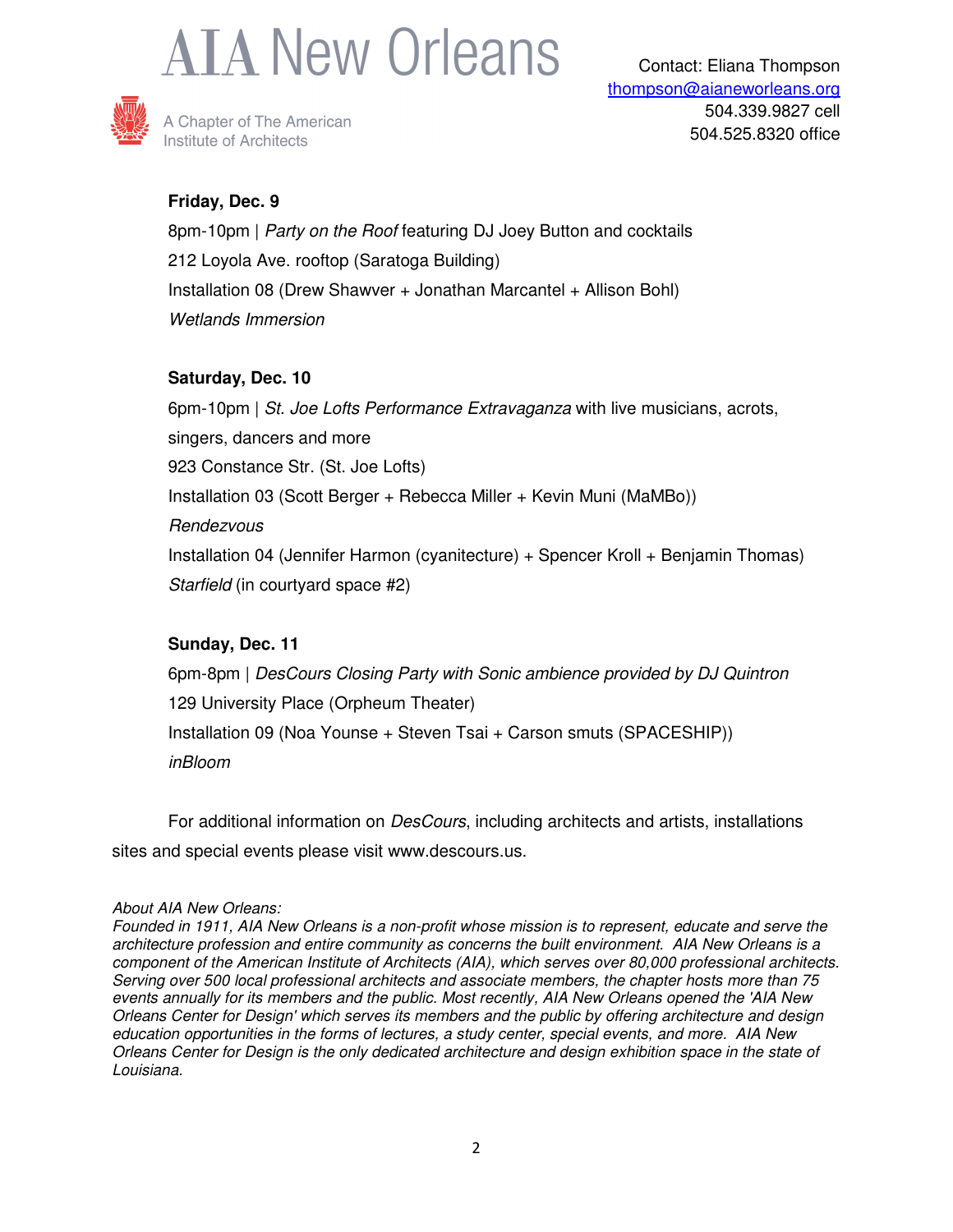AIA New Orleans

A Chapter of The American Institute of Architects

Contact: Eliana Thompson
thompson@aianeworleans.org
504.339.9827 cell
504.525.8320 office

**Friday, Dec. 9**

8pm-10pm | *Party on the Roof* featuring DJ Joey Button and cocktails
212 Loyola Ave. rooftop (Saratoga Building)
Installation 08 (Drew Shawver + Jonathan Marcantel + Allison Bohl)
*Wetlands Immersion*

**Saturday, Dec. 10**

6pm-10pm | *St. Joe Lofts Performance Extravaganza* with live musicians, acrots, singers, dancers and more
923 Constance Str. (St. Joe Lofts)
Installation 03 (Scott Berger + Rebecca Miller + Kevin Muni (MaMBo))
*Rendezvous*
Installation 04 (Jennifer Harmon (cyanitecture) + Spencer Kroll + Benjamin Thomas)
*Starfield* (in courtyard space #2)

**Sunday, Dec. 11**

6pm-8pm | *DesCours Closing Party with Sonic ambience provided by DJ Quintron*
129 University Place (Orpheum Theater)
Installation 09 (Noa Younse + Steven Tsai + Carson smuts (SPACESHIP))
*inBloom*

For additional information on *DesCours*, including architects and artists, installations sites and special events please visit www.descours.us.

*About AIA New Orleans:*
*Founded in 1911, AIA New Orleans is a non-profit whose mission is to represent, educate and serve the architecture profession and entire community as concerns the built environment. AIA New Orleans is a component of the American Institute of Architects (AIA), which serves over 80,000 professional architects. Serving over 500 local professional architects and associate members, the chapter hosts more than 75 events annually for its members and the public. Most recently, AIA New Orleans opened the 'AIA New Orleans Center for Design' which serves its members and the public by offering architecture and design education opportunities in the forms of lectures, a study center, special events, and more. AIA New Orleans Center for Design is the only dedicated architecture and design exhibition space in the state of Louisiana.*